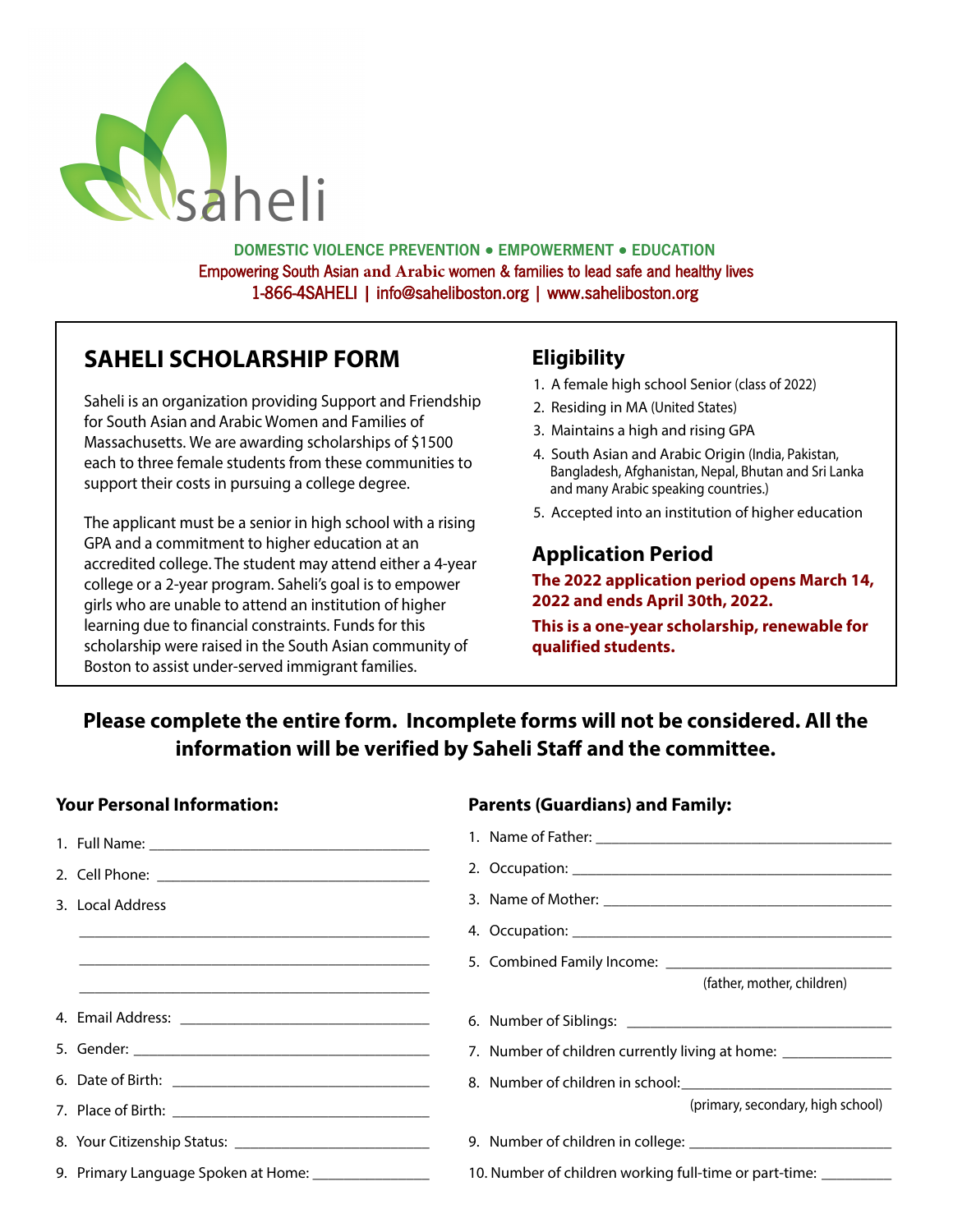saheli

**DOMESTIC VIOLENCE PREVENTION • EMPOWERMENT • EDUCATION**

Empowering South Asian and Arabic women & families to lead safe and healthy lives

1-866-4SAHELI | info@saheliboston.org | www.saheliboston.org

## SAHELI SCHOLARSHIP FORM

Saheli is an organization providing Support and Friendship for South Asian and Arabic Women and Families of Massachusetts. We are awarding scholarships of $1500 each to three female students from these communities to support their costs in pursuing a college degree.

The applicant must be a senior in high school with a rising GPA and a commitment to higher education at an accredited college. The student may attend either a 4-year college or a 2-year program. Saheli's goal is to empower girls who are unable to attend an institution of higher learning due to financial constraints. Funds for this scholarship were raised in the South Asian community of Boston to assist under-served immigrant families.

## Eligibility

1. A female high school Senior (class of 2022)
2. Residing in MA (United States)
3. Maintains a high and rising GPA
4. South Asian and Arabic Origin (India, Pakistan, Bangladesh, Afghanistan, Nepal, Bhutan and Sri Lanka and many Arabic speaking countries.)
5. Accepted into an institution of higher education

## Application Period

**The 2022 application period opens March 14, 2022 and ends April 30th, 2022.**

**This is a one-year scholarship, renewable for qualified students.**

**Please complete the entire form. Incomplete forms will not be considered. All the information will be verified by Saheli Staff and the committee.**

### Your Personal Information:

1. Full Name: ___________________________________
2. Cell Phone: ___________________________________
3. Local Address

   ___________________________________________

   ___________________________________________

   ___________________________________________
4. Email Address: _______________________________
5. Gender: _____________________________________
6. Date of Birth: ________________________________
7. Place of Birth: ________________________________
8. Your Citizenship Status: ________________________
9. Primary Language Spoken at Home: ______________

### Parents (Guardians) and Family:

1. Name of Father: _____________________________________
2. Occupation: _________________________________________
3. Name of Mother: _____________________________________
4. Occupation: _________________________________________
5. Combined Family Income: ___________________________
   (father, mother, children)
6. Number of Siblings: _________________________________
7. Number of children currently living at home: _____________
8. Number of children in school:___________________________
   (primary, secondary, high school)
9. Number of children in college: _________________________
10. Number of children working full-time or part-time: _________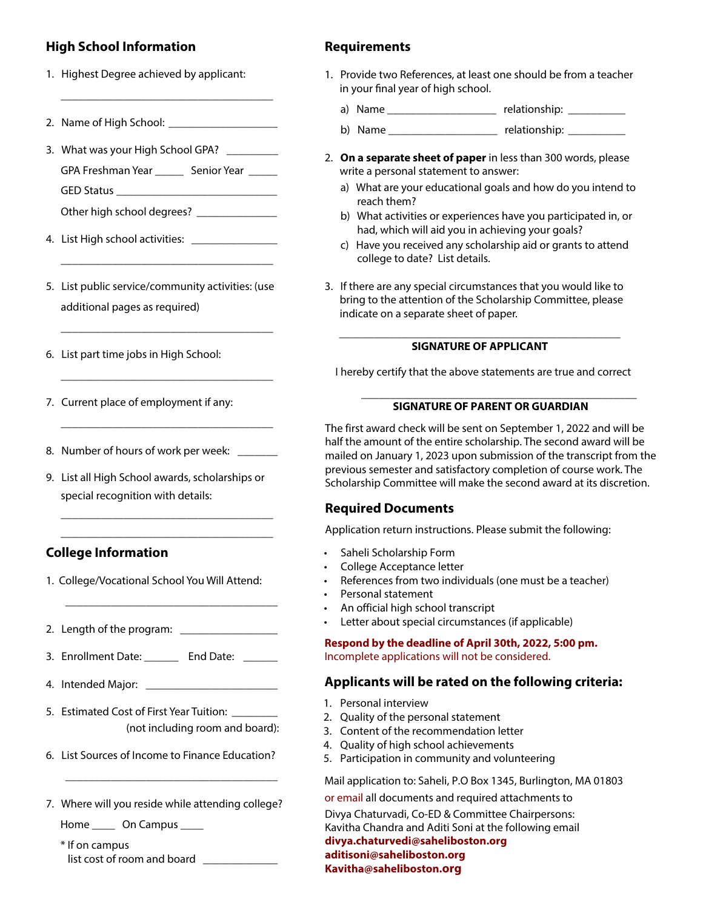## High School Information

1. Highest Degree achieved by applicant:

   ___________________________________

2. Name of High School: ___________________
3. What was your High School GPA? _________

   GPA Freshman Year _____ Senior Year _____

   GED Status _____________________________

   Other high school degrees? ______________

4. List High school activities: _______________

   ___________________________________

5. List public service/community activities: (use additional pages as required)

   ___________________________________

6. List part time jobs in High School:

   ___________________________________

7. Current place of employment if any:

   ___________________________________

8. Number of hours of work per week: _______
9. List all High School awards, scholarships or special recognition with details:

   ___________________________________

   ___________________________________

## College Information

1. College/Vocational School You Will Attend:

   ___________________________________

2. Length of the program: _________________
3. Enrollment Date: ______ End Date: ______
4. Intended Major: _______________________
5. Estimated Cost of First Year Tuition: ________ (not including room and board):
6. List Sources of Income to Finance Education?

   ___________________________________

7. Where will you reside while attending college?

   Home ____ On Campus ____

   * If on campus list cost of room and board _____________

## Requirements

1. Provide two References, at least one should be from a teacher in your final year of high school.
   a) Name __________________ relationship: __________
   b) Name __________________ relationship: __________
2. **On a separate sheet of paper** in less than 300 words, please write a personal statement to answer:
   a) What are your educational goals and how do you intend to reach them?
   b) What activities or experiences have you participated in, or had, which will aid you in achieving your goals?
   c) Have you received any scholarship aid or grants to attend college to date? List details.
3. If there are any special circumstances that you would like to bring to the attention of the Scholarship Committee, please indicate on a separate sheet of paper.

_____________________________________________

**SIGNATURE OF APPLICANT**

I hereby certify that the above statements are true and correct

_____________________________________________

**SIGNATURE OF PARENT OR GUARDIAN**

The first award check will be sent on September 1, 2022 and will be half the amount of the entire scholarship. The second award will be mailed on January 1, 2023 upon submission of the transcript from the previous semester and satisfactory completion of course work. The Scholarship Committee will make the second award at its discretion.

## Required Documents

Application return instructions. Please submit the following:

- Saheli Scholarship Form
- College Acceptance letter
- References from two individuals (one must be a teacher)
- Personal statement
- An official high school transcript
- Letter about special circumstances (if applicable)

**Respond by the deadline of April 30th, 2022, 5:00 pm.**
Incomplete applications will not be considered.

## Applicants will be rated on the following criteria:

1. Personal interview
2. Quality of the personal statement
3. Content of the recommendation letter
4. Quality of high school achievements
5. Participation in community and volunteering

Mail application to: Saheli, P.O Box 1345, Burlington, MA 01803

or email all documents and required attachments to

Divya Chaturvadi, Co-ED & Committee Chairpersons:
Kavitha Chandra and Aditi Soni at the following email
**divya.chaturvedi@saheliboston.org**
**aditisoni@saheliboston.org**
**Kavitha@saheliboston.org**